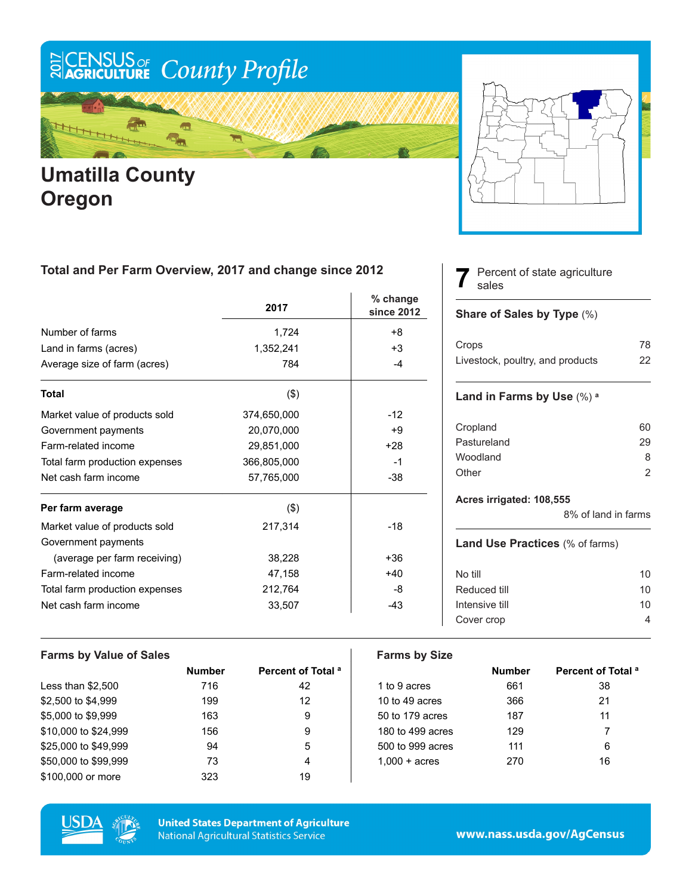# 2017 Census of Agriculture County Profile

## Umatilla County Oregon

### Total and Per Farm Overview, 2017 and change since 2012

| | 2017 | % change since 2012 |
|---|---|---|
| Number of farms | 1,724 | +8 |
| Land in farms (acres) | 1,352,241 | +3 |
| Average size of farm (acres) | 784 | -4 |
| **Total** | ($) | |
| Market value of products sold | 374,650,000 | -12 |
| Government payments | 20,070,000 | +9 |
| Farm-related income | 29,851,000 | +28 |
| Total farm production expenses | 366,805,000 | -1 |
| Net cash farm income | 57,765,000 | -38 |
| **Per farm average** | ($) | |
| Market value of products sold | 217,314 | -18 |
| Government payments (average per farm receiving) | 38,228 | +36 |
| Farm-related income | 47,158 | +40 |
| Total farm production expenses | 212,764 | -8 |
| Net cash farm income | 33,507 | -43 |

**7** Percent of state agriculture sales

### Share of Sales by Type (%)

| | |
|---|---|
| Crops | 78 |
| Livestock, poultry, and products | 22 |

### Land in Farms by Use (%) [a]

| | |
|---|---|
| Cropland | 60 |
| Pastureland | 29 |
| Woodland | 8 |
| Other | 2 |

**Acres irrigated: 108,555**

8% of land in farms

### Land Use Practices (% of farms)

| | |
|---|---|
| No till | 10 |
| Reduced till | 10 |
| Intensive till | 10 |
| Cover crop | 4 |

### Farms by Value of Sales

| | Number | Percent of Total [a] |
|---|---|---|
| Less than $2,500 | 716 | 42 |
| $2,500 to $4,999 | 199 | 12 |
| $5,000 to $9,999 | 163 | 9 |
| $10,000 to $24,999 | 156 | 9 |
| $25,000 to $49,999 | 94 | 5 |
| $50,000 to $99,999 | 73 | 4 |
| $100,000 or more | 323 | 19 |

### Farms by Size

| | Number | Percent of Total [a] |
|---|---|---|
| 1 to 9 acres | 661 | 38 |
| 10 to 49 acres | 366 | 21 |
| 50 to 179 acres | 187 | 11 |
| 180 to 499 acres | 129 | 7 |
| 500 to 999 acres | 111 | 6 |
| 1,000 + acres | 270 | 16 |

United States Department of Agriculture
National Agricultural Statistics Service

www.nass.usda.gov/AgCensus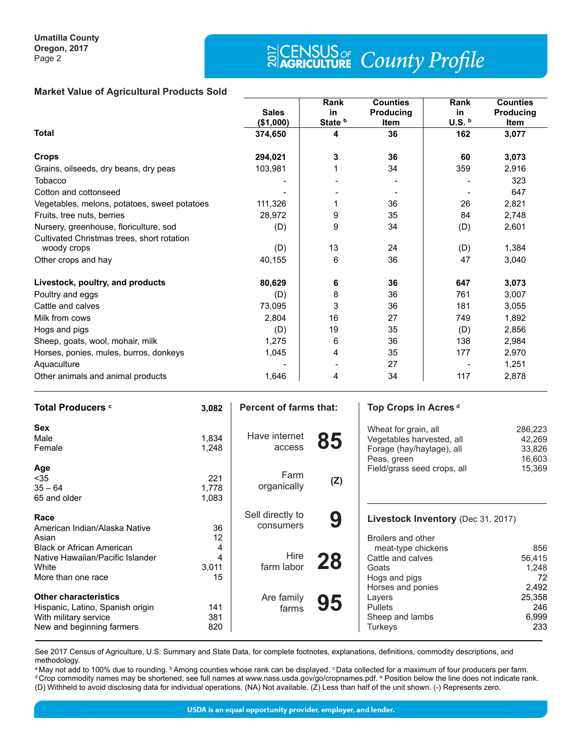Umatilla County
Oregon, 2017

# 2017 Census of Agriculture County Profile

## Market Value of Agricultural Products Sold

| | Sales ($1,000) | Rank in State [b] | Counties Producing Item | Rank in U.S. [b] | Counties Producing Item |
|---|---|---|---|---|---|
| **Total** | **374,650** | **4** | **36** | **162** | **3,077** |
| **Crops** | **294,021** | **3** | **36** | **60** | **3,073** |
| Grains, oilseeds, dry beans, dry peas | 103,981 | 1 | 34 | 359 | 2,916 |
| Tobacco | - | - | - | - | 323 |
| Cotton and cottonseed | - | - | - | - | 647 |
| Vegetables, melons, potatoes, sweet potatoes | 111,326 | 1 | 36 | 26 | 2,821 |
| Fruits, tree nuts, berries | 28,972 | 9 | 35 | 84 | 2,748 |
| Nursery, greenhouse, floriculture, sod | (D) | 9 | 34 | (D) | 2,601 |
| Cultivated Christmas trees, short rotation woody crops | (D) | 13 | 24 | (D) | 1,384 |
| Other crops and hay | 40,155 | 6 | 36 | 47 | 3,040 |
| **Livestock, poultry, and products** | **80,629** | **6** | **36** | **647** | **3,073** |
| Poultry and eggs | (D) | 8 | 36 | 761 | 3,007 |
| Cattle and calves | 73,095 | 3 | 36 | 181 | 3,055 |
| Milk from cows | 2,804 | 16 | 27 | 749 | 1,892 |
| Hogs and pigs | (D) | 19 | 35 | (D) | 2,856 |
| Sheep, goats, wool, mohair, milk | 1,275 | 6 | 36 | 138 | 2,984 |
| Horses, ponies, mules, burros, donkeys | 1,045 | 4 | 35 | 177 | 2,970 |
| Aquaculture | - | - | 27 | - | 1,251 |
| Other animals and animal products | 1,646 | 4 | 34 | 117 | 2,878 |

## Total Producers [c]: 3,082

| | |
|---|---|
| **Sex** | |
| Male | 1,834 |
| Female | 1,248 |
| **Age** | |
| <35 | 221 |
| 35 – 64 | 1,778 |
| 65 and older | 1,083 |
| **Race** | |
| American Indian/Alaska Native | 36 |
| Asian | 12 |
| Black or African American | 4 |
| Native Hawaiian/Pacific Islander | 4 |
| White | 3,011 |
| More than one race | 15 |
| **Other characteristics** | |
| Hispanic, Latino, Spanish origin | 141 |
| With military service | 381 |
| New and beginning farmers | 820 |

## Percent of farms that:

| | |
|---|---|
| Have internet access | 85 |
| Farm organically | (Z) |
| Sell directly to consumers | 9 |
| Hire farm labor | 28 |
| Are family farms | 95 |

## Top Crops in Acres [d]

| | |
|---|---|
| Wheat for grain, all | 286,223 |
| Vegetables harvested, all | 42,269 |
| Forage (hay/haylage), all | 33,826 |
| Peas, green | 16,603 |
| Field/grass seed crops, all | 15,369 |

## Livestock Inventory (Dec 31, 2017)

| | |
|---|---|
| Broilers and other meat-type chickens | 856 |
| Cattle and calves | 56,415 |
| Goats | 1,248 |
| Hogs and pigs | 72 |
| Horses and ponies | 2,492 |
| Layers | 25,358 |
| Pullets | 246 |
| Sheep and lambs | 6,999 |
| Turkeys | 233 |

See 2017 Census of Agriculture, U.S. Summary and State Data, for complete footnotes, explanations, definitions, commodity descriptions, and methodology.

[a] May not add to 100% due to rounding. [b] Among counties whose rank can be displayed. [c] Data collected for a maximum of four producers per farm. [d] Crop commodity names may be shortened; see full names at www.nass.usda.gov/go/cropnames.pdf. [e] Position below the line does not indicate rank. (D) Withheld to avoid disclosing data for individual operations. (NA) Not available. (Z) Less than half of the unit shown. (-) Represents zero.

USDA is an equal opportunity provider, employer, and lender.